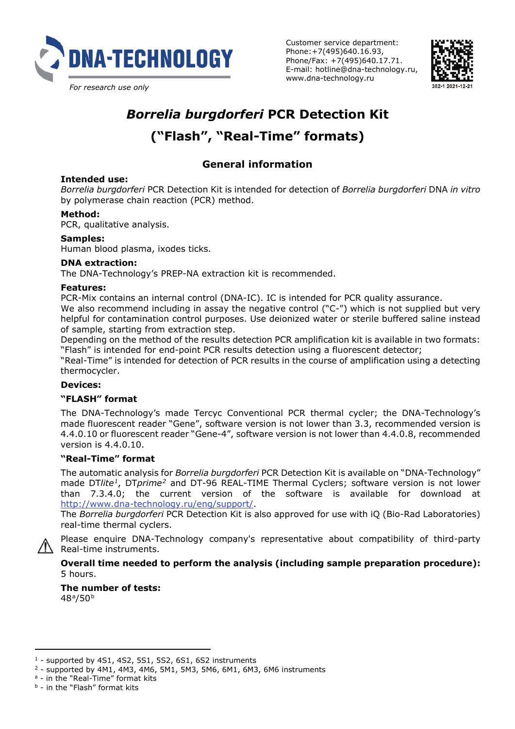DNA-TECHNOLOGY

*For research use only*

Customer service department:
Phone:+7(495)640.16.93,
Phone/Fax: +7(495)640.17.71.
E-mail: hotline@dna-technology.ru,
www.dna-technology.ru

382-1 2021-12-21

# *Borrelia burgdorferi* PCR Detection Kit (“Flash”, “Real-Time” formats)

## General information

**Intended use:**
*Borrelia burgdorferi* PCR Detection Kit is intended for detection of *Borrelia burgdorferi* DNA *in vitro* by polymerase chain reaction (PCR) method.

**Method:**
PCR, qualitative analysis.

**Samples:**
Human blood plasma, ixodes ticks.

**DNA extraction:**
The DNA-Technology’s PREP-NA extraction kit is recommended.

**Features:**
PCR-Mix contains an internal control (DNA-IC). IC is intended for PCR quality assurance.
We also recommend including in assay the negative control (“C-”) which is not supplied but very helpful for contamination control purposes. Use deionized water or sterile buffered saline instead of sample, starting from extraction step.
Depending on the method of the results detection PCR amplification kit is available in two formats:
“Flash” is intended for end-point PCR results detection using a fluorescent detector;
“Real-Time” is intended for detection of PCR results in the course of amplification using a detecting thermocycler.

**Devices:**

**“FLASH” format**

The DNA-Technology’s made Tercyc Conventional PCR thermal cycler; the DNA-Technology’s made fluorescent reader “Gene”, software version is not lower than 3.3, recommended version is 4.4.0.10 or fluorescent reader “Gene-4”, software version is not lower than 4.4.0.8, recommended version is 4.4.0.10.

**“Real-Time” format**

The automatic analysis for *Borrelia burgdorferi* PCR Detection Kit is available on “DNA-Technology” made DT*lite*[1], DT*prime*[2] and DT-96 REAL-TIME Thermal Cyclers; software version is not lower than 7.3.4.0; the current version of the software is available for download at http://www.dna-technology.ru/eng/support/.
The *Borrelia burgdorferi* PCR Detection Kit is also approved for use with iQ (Bio-Rad Laboratories) real-time thermal cyclers.

⚠ Please enquire DNA-Technology company's representative about compatibility of third-party Real-time instruments.

**Overall time needed to perform the analysis (including sample preparation procedure):** 5 hours.

**The number of tests:**
48[a]/50[b]

---

[1] - supported by 4S1, 4S2, 5S1, 5S2, 6S1, 6S2 instruments
[2] - supported by 4M1, 4M3, 4M6, 5M1, 5M3, 5M6, 6M1, 6M3, 6M6 instruments
[a] - in the “Real-Time” format kits
[b] - in the “Flash” format kits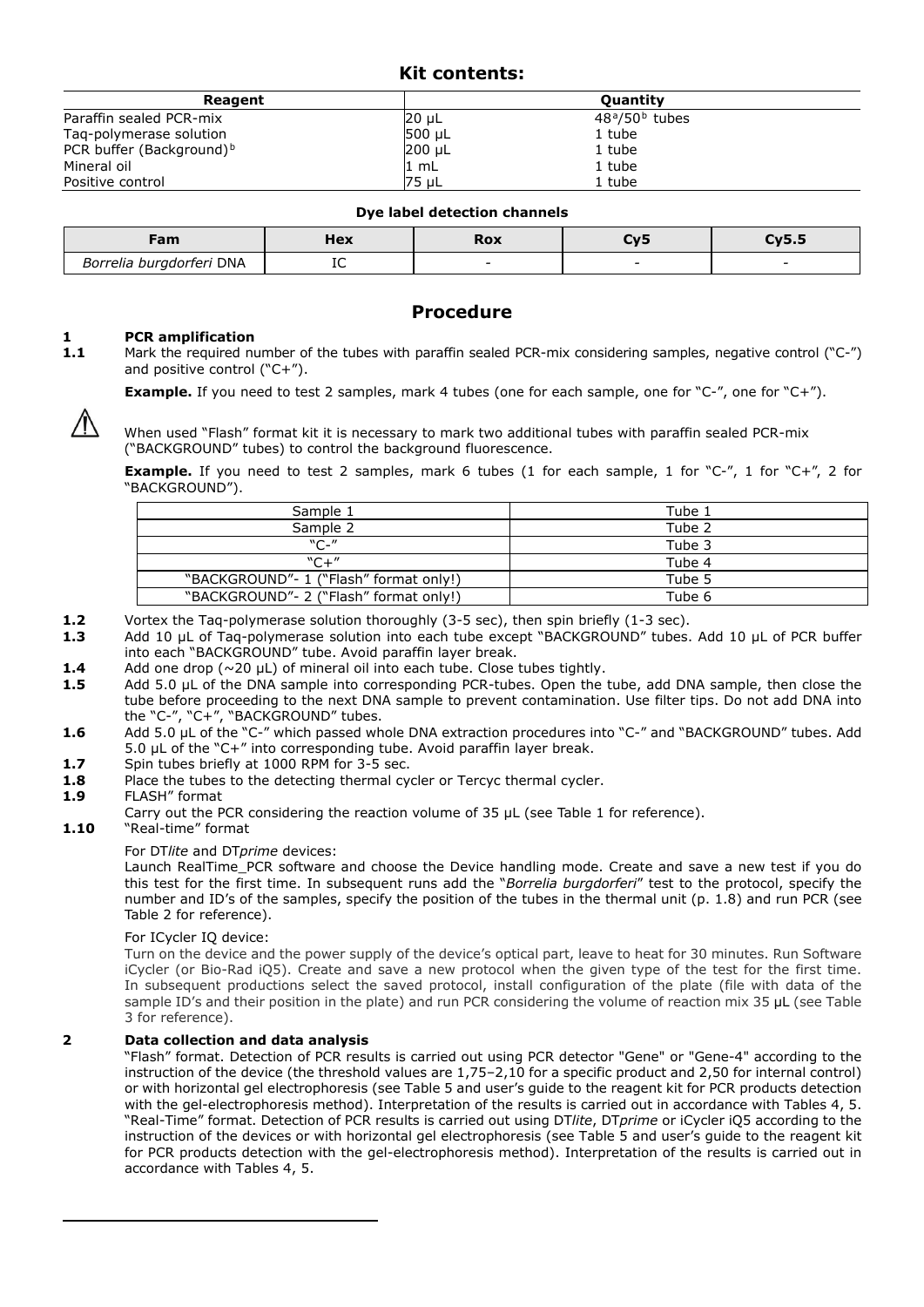## Kit contents:

| Reagent | Quantity | |
|---|---|---|
| Paraffin sealed PCR-mix | 20 µL | 48[a]/50[b] tubes |
| Taq-polymerase solution | 500 µL | 1 tube |
| PCR buffer (Background)[b] | 200 µL | 1 tube |
| Mineral oil | 1 mL | 1 tube |
| Positive control | 75 µL | 1 tube |

**Dye label detection channels**

| Fam | Hex | Rox | Cy5 | Cy5.5 |
|---|---|---|---|---|
| *Borrelia burgdorferi* DNA | IC | - | - | - |

## Procedure

**1 PCR amplification**

**1.1** Mark the required number of the tubes with paraffin sealed PCR-mix considering samples, negative control ("C-") and positive control ("C+").

**Example.** If you need to test 2 samples, mark 4 tubes (one for each sample, one for "C-", one for "C+").

⚠ When used "Flash" format kit it is necessary to mark two additional tubes with paraffin sealed PCR-mix ("BACKGROUND" tubes) to control the background fluorescence.

**Example.** If you need to test 2 samples, mark 6 tubes (1 for each sample, 1 for "C-", 1 for "C+", 2 for "BACKGROUND").

| | |
|---|---|
| Sample 1 | Tube 1 |
| Sample 2 | Tube 2 |
| "C-" | Tube 3 |
| "C+" | Tube 4 |
| "BACKGROUND"- 1 ("Flash" format only!) | Tube 5 |
| "BACKGROUND"- 2 ("Flash" format only!) | Tube 6 |

**1.2** Vortex the Taq-polymerase solution thoroughly (3-5 sec), then spin briefly (1-3 sec).

**1.3** Add 10 µL of Taq-polymerase solution into each tube except "BACKGROUND" tubes. Add 10 µL of PCR buffer into each "BACKGROUND" tube. Avoid paraffin layer break.

**1.4** Add one drop (~20 µL) of mineral oil into each tube. Close tubes tightly.

**1.5** Add 5.0 µL of the DNA sample into corresponding PCR-tubes. Open the tube, add DNA sample, then close the tube before proceeding to the next DNA sample to prevent contamination. Use filter tips. Do not add DNA into the "C-", "C+", "BACKGROUND" tubes.

**1.6** Add 5.0 µL of the "C-" which passed whole DNA extraction procedures into "C-" and "BACKGROUND" tubes. Add 5.0 µL of the "C+" into corresponding tube. Avoid paraffin layer break.

**1.7** Spin tubes briefly at 1000 RPM for 3-5 sec.

**1.8** Place the tubes to the detecting thermal cycler or Tercyc thermal cycler.

**1.9** FLASH" format

Carry out the PCR considering the reaction volume of 35 µL (see Table 1 for reference).

**1.10** "Real-time" format

For DT*lite* and DT*prime* devices:

Launch RealTime_PCR software and choose the Device handling mode. Create and save a new test if you do this test for the first time. In subsequent runs add the "*Borrelia burgdorferi*" test to the protocol, specify the number and ID's of the samples, specify the position of the tubes in the thermal unit (p. 1.8) and run PCR (see Table 2 for reference).

For ICycler IQ device:

Turn on the device and the power supply of the device's optical part, leave to heat for 30 minutes. Run Software iCycler (or Bio-Rad iQ5). Create and save a new protocol when the given type of the test for the first time. In subsequent productions select the saved protocol, install configuration of the plate (file with data of the sample ID's and their position in the plate) and run PCR considering the volume of reaction mix 35 µL (see Table 3 for reference).

**2 Data collection and data analysis**

"Flash" format. Detection of PCR results is carried out using PCR detector "Gene" or "Gene-4" according to the instruction of the device (the threshold values are 1,75–2,10 for a specific product and 2,50 for internal control) or with horizontal gel electrophoresis (see Table 5 and user's guide to the reagent kit for PCR products detection with the gel-electrophoresis method). Interpretation of the results is carried out in accordance with Tables 4, 5.

"Real-Time" format. Detection of PCR results is carried out using DT*lite*, DT*prime* or iCycler iQ5 according to the instruction of the devices or with horizontal gel electrophoresis (see Table 5 and user's guide to the reagent kit for PCR products detection with the gel-electrophoresis method). Interpretation of the results is carried out in accordance with Tables 4, 5.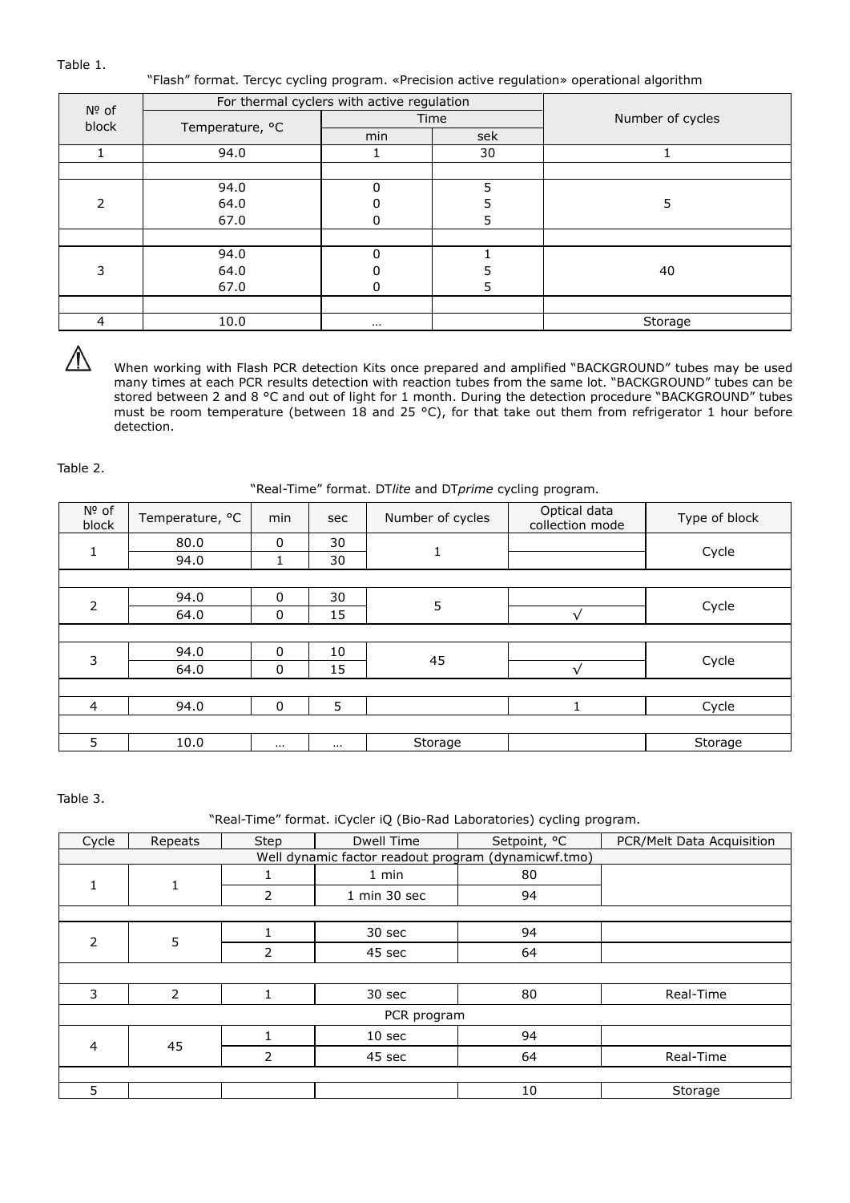Table 1.

"Flash" format. Tercyc cycling program. «Precision active regulation» operational algorithm

| № of block | For thermal cyclers with active regulation | | | Number of cycles |
|---|---|---|---|---|
| | Temperature, °C | Time | | |
| | | min | sek | |
| 1 | 94.0 | 1 | 30 | 1 |
| | | | | |
| 2 | 94.0<br>64.0<br>67.0 | 0<br>0<br>0 | 5<br>5<br>5 | 5 |
| | | | | |
| 3 | 94.0<br>64.0<br>67.0 | 0<br>0<br>0 | 1<br>5<br>5 | 40 |
| | | | | |
| 4 | 10.0 | … | | Storage |

⚠ When working with Flash PCR detection Kits once prepared and amplified "BACKGROUND" tubes may be used many times at each PCR results detection with reaction tubes from the same lot. "BACKGROUND" tubes can be stored between 2 and 8 °C and out of light for 1 month. During the detection procedure "BACKGROUND" tubes must be room temperature (between 18 and 25 °C), for that take out them from refrigerator 1 hour before detection.

Table 2.

"Real-Time" format. DT*lite* and DT*prime* cycling program.

| № of block | Temperature, °C | min | sec | Number of cycles | Optical data collection mode | Type of block |
|---|---|---|---|---|---|---|
| 1 | 80.0 | 0 | 30 | 1 | | Cycle |
| | 94.0 | 1 | 30 | | | |
| | | | | | | |
| 2 | 94.0 | 0 | 30 | 5 | | Cycle |
| | 64.0 | 0 | 15 | | √ | |
| | | | | | | |
| 3 | 94.0 | 0 | 10 | 45 | | Cycle |
| | 64.0 | 0 | 15 | | √ | |
| | | | | | | |
| 4 | 94.0 | 0 | 5 | | 1 | Cycle |
| | | | | | | |
| 5 | 10.0 | … | … | Storage | | Storage |

Table 3.

"Real-Time" format. iCycler iQ (Bio-Rad Laboratories) cycling program.

| Cycle | Repeats | Step | Dwell Time | Setpoint, °C | PCR/Melt Data Acquisition |
|---|---|---|---|---|---|
| Well dynamic factor readout program (dynamicwf.tmo) | | | | | |
| 1 | 1 | 1 | 1 min | 80 | |
| | | 2 | 1 min 30 sec | 94 | |
| | | | | | |
| 2 | 5 | 1 | 30 sec | 94 | |
| | | 2 | 45 sec | 64 | |
| | | | | | |
| 3 | 2 | 1 | 30 sec | 80 | Real-Time |
| PCR program | | | | | |
| 4 | 45 | 1 | 10 sec | 94 | |
| | | 2 | 45 sec | 64 | Real-Time |
| | | | | | |
| 5 | | | | 10 | Storage |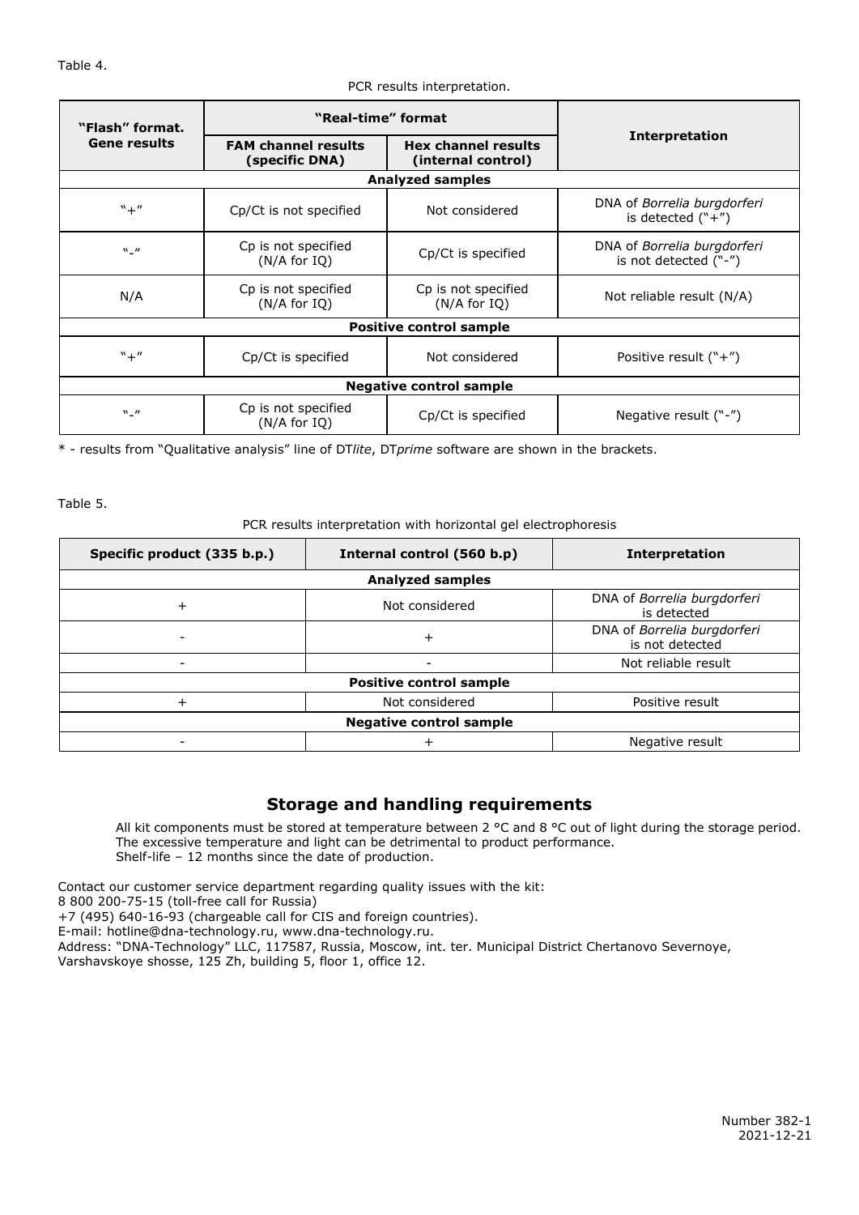Table 4.

PCR results interpretation.

| "Flash" format. Gene results | "Real-time" format | | Interpretation |
|---|---|---|---|
| | FAM channel results (specific DNA) | Hex channel results (internal control) | |
| **Analyzed samples** | | | |
| "+" | Cp/Ct is not specified | Not considered | DNA of *Borrelia burgdorferi* is detected ("+") |
| "-" | Cp is not specified (N/A for IQ) | Cp/Ct is specified | DNA of *Borrelia burgdorferi* is not detected ("-") |
| N/A | Cp is not specified (N/A for IQ) | Cp is not specified (N/A for IQ) | Not reliable result (N/A) |
| **Positive control sample** | | | |
| "+" | Cp/Ct is specified | Not considered | Positive result ("+") |
| **Negative control sample** | | | |
| "-" | Cp is not specified (N/A for IQ) | Cp/Ct is specified | Negative result ("-") |

* - results from "Qualitative analysis" line of DT*lite*, DT*prime* software are shown in the brackets.

Table 5.

PCR results interpretation with horizontal gel electrophoresis

| Specific product (335 b.p.) | Internal control (560 b.p) | Interpretation |
|---|---|---|
| **Analyzed samples** | | |
| + | Not considered | DNA of *Borrelia burgdorferi* is detected |
| - | + | DNA of *Borrelia burgdorferi* is not detected |
| - | - | Not reliable result |
| **Positive control sample** | | |
| + | Not considered | Positive result |
| **Negative control sample** | | |
| - | + | Negative result |

## Storage and handling requirements

All kit components must be stored at temperature between 2 °C and 8 °C out of light during the storage period. The excessive temperature and light can be detrimental to product performance.
Shelf-life – 12 months since the date of production.

Contact our customer service department regarding quality issues with the kit:
8 800 200-75-15 (toll-free call for Russia)
+7 (495) 640-16-93 (chargeable call for CIS and foreign countries).
E-mail: hotline@dna-technology.ru, www.dna-technology.ru.
Address: "DNA-Technology" LLC, 117587, Russia, Moscow, int. ter. Municipal District Chertanovo Severnoye, Varshavskoye shosse, 125 Zh, building 5, floor 1, office 12.

Number 382-1
2021-12-21